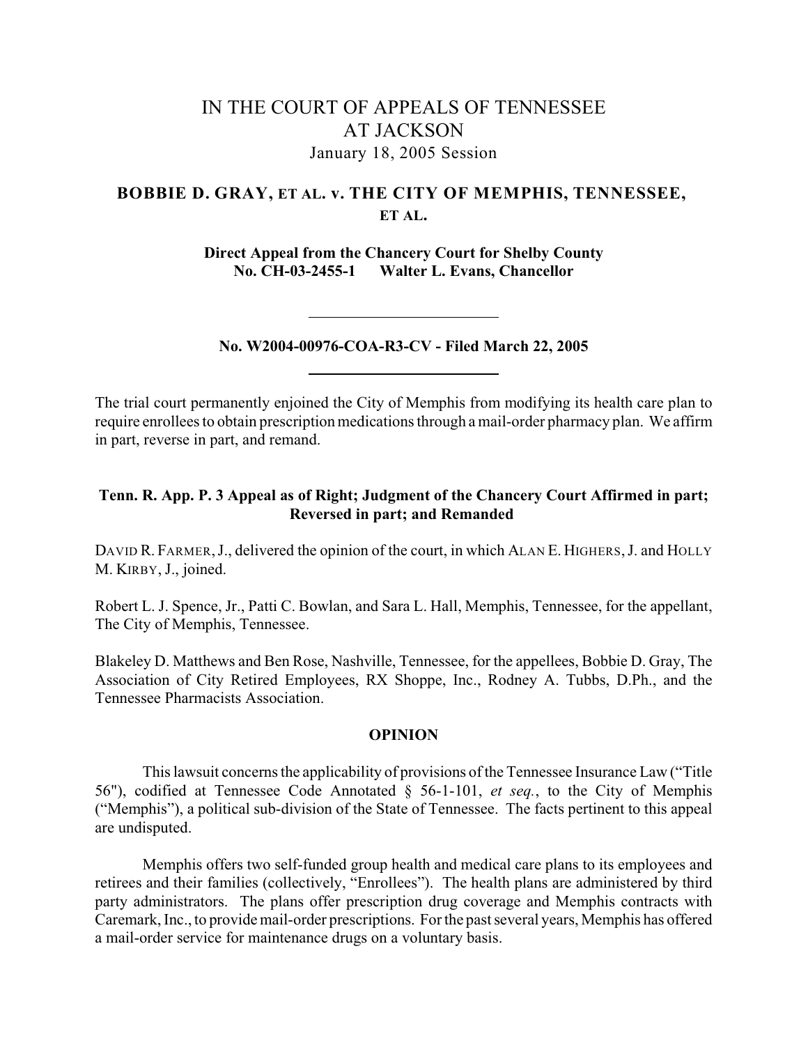# IN THE COURT OF APPEALS OF TENNESSEE AT JACKSON

January 18, 2005 Session

## BOBBIE D. GRAY, ET AL. v. THE CITY OF MEMPHIS, TENNESSEE, ET AL.

**Direct Appeal from the Chancery Court for Shelby County**
**No. CH-03-2455-1 Walter L. Evans, Chancellor**

---

**No. W2004-00976-COA-R3-CV - Filed March 22, 2005**

---

The trial court permanently enjoined the City of Memphis from modifying its health care plan to require enrollees to obtain prescription medications through a mail-order pharmacy plan. We affirm in part, reverse in part, and remand.

**Tenn. R. App. P. 3 Appeal as of Right; Judgment of the Chancery Court Affirmed in part; Reversed in part; and Remanded**

DAVID R. FARMER, J., delivered the opinion of the court, in which ALAN E. HIGHERS, J. and HOLLY M. KIRBY, J., joined.

Robert L. J. Spence, Jr., Patti C. Bowlan, and Sara L. Hall, Memphis, Tennessee, for the appellant, The City of Memphis, Tennessee.

Blakeley D. Matthews and Ben Rose, Nashville, Tennessee, for the appellees, Bobbie D. Gray, The Association of City Retired Employees, RX Shoppe, Inc., Rodney A. Tubbs, D.Ph., and the Tennessee Pharmacists Association.

## OPINION

This lawsuit concerns the applicability of provisions of the Tennessee Insurance Law ("Title 56"), codified at Tennessee Code Annotated § 56-1-101, *et seq.*, to the City of Memphis ("Memphis"), a political sub-division of the State of Tennessee. The facts pertinent to this appeal are undisputed.

Memphis offers two self-funded group health and medical care plans to its employees and retirees and their families (collectively, "Enrollees"). The health plans are administered by third party administrators. The plans offer prescription drug coverage and Memphis contracts with Caremark, Inc., to provide mail-order prescriptions. For the past several years, Memphis has offered a mail-order service for maintenance drugs on a voluntary basis.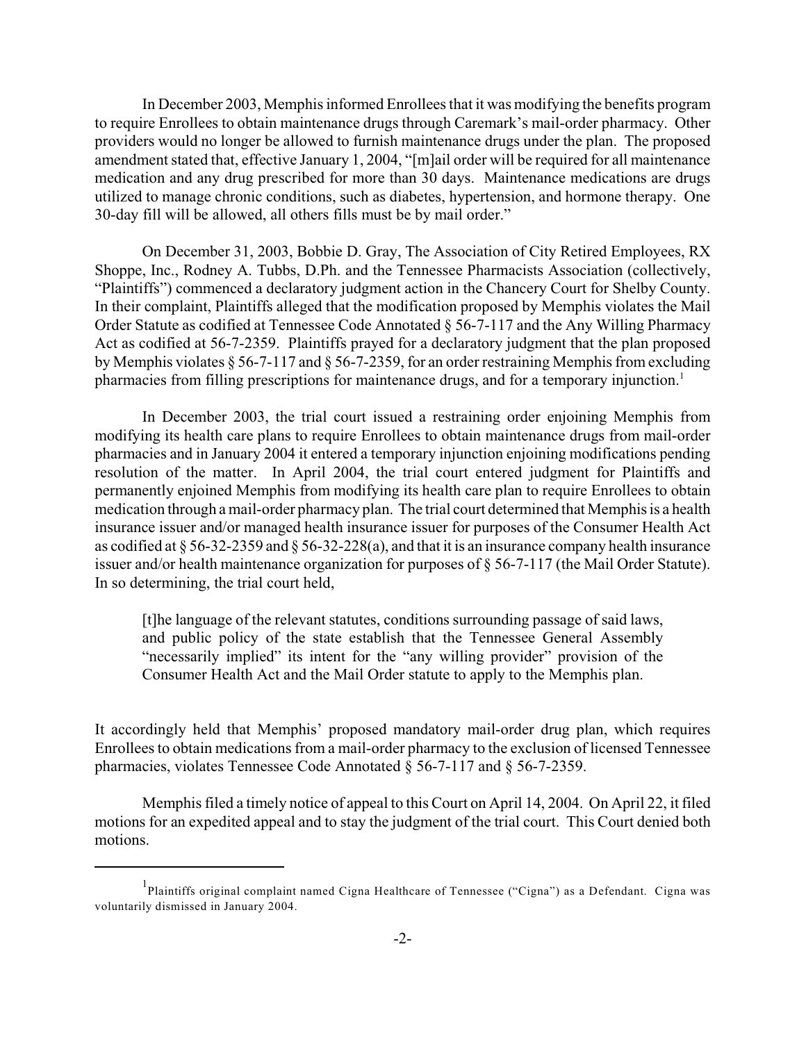In December 2003, Memphis informed Enrollees that it was modifying the benefits program to require Enrollees to obtain maintenance drugs through Caremark's mail-order pharmacy. Other providers would no longer be allowed to furnish maintenance drugs under the plan. The proposed amendment stated that, effective January 1, 2004, "[m]ail order will be required for all maintenance medication and any drug prescribed for more than 30 days. Maintenance medications are drugs utilized to manage chronic conditions, such as diabetes, hypertension, and hormone therapy. One 30-day fill will be allowed, all others fills must be by mail order."

On December 31, 2003, Bobbie D. Gray, The Association of City Retired Employees, RX Shoppe, Inc., Rodney A. Tubbs, D.Ph. and the Tennessee Pharmacists Association (collectively, "Plaintiffs") commenced a declaratory judgment action in the Chancery Court for Shelby County. In their complaint, Plaintiffs alleged that the modification proposed by Memphis violates the Mail Order Statute as codified at Tennessee Code Annotated § 56-7-117 and the Any Willing Pharmacy Act as codified at 56-7-2359. Plaintiffs prayed for a declaratory judgment that the plan proposed by Memphis violates § 56-7-117 and § 56-7-2359, for an order restraining Memphis from excluding pharmacies from filling prescriptions for maintenance drugs, and for a temporary injunction.[1]

In December 2003, the trial court issued a restraining order enjoining Memphis from modifying its health care plans to require Enrollees to obtain maintenance drugs from mail-order pharmacies and in January 2004 it entered a temporary injunction enjoining modifications pending resolution of the matter. In April 2004, the trial court entered judgment for Plaintiffs and permanently enjoined Memphis from modifying its health care plan to require Enrollees to obtain medication through a mail-order pharmacy plan. The trial court determined that Memphis is a health insurance issuer and/or managed health insurance issuer for purposes of the Consumer Health Act as codified at § 56-32-2359 and § 56-32-228(a), and that it is an insurance company health insurance issuer and/or health maintenance organization for purposes of § 56-7-117 (the Mail Order Statute). In so determining, the trial court held,

> [t]he language of the relevant statutes, conditions surrounding passage of said laws, and public policy of the state establish that the Tennessee General Assembly "necessarily implied" its intent for the "any willing provider" provision of the Consumer Health Act and the Mail Order statute to apply to the Memphis plan.

It accordingly held that Memphis' proposed mandatory mail-order drug plan, which requires Enrollees to obtain medications from a mail-order pharmacy to the exclusion of licensed Tennessee pharmacies, violates Tennessee Code Annotated § 56-7-117 and § 56-7-2359.

Memphis filed a timely notice of appeal to this Court on April 14, 2004. On April 22, it filed motions for an expedited appeal and to stay the judgment of the trial court. This Court denied both motions.

---

[1] Plaintiffs original complaint named Cigna Healthcare of Tennessee ("Cigna") as a Defendant. Cigna was voluntarily dismissed in January 2004.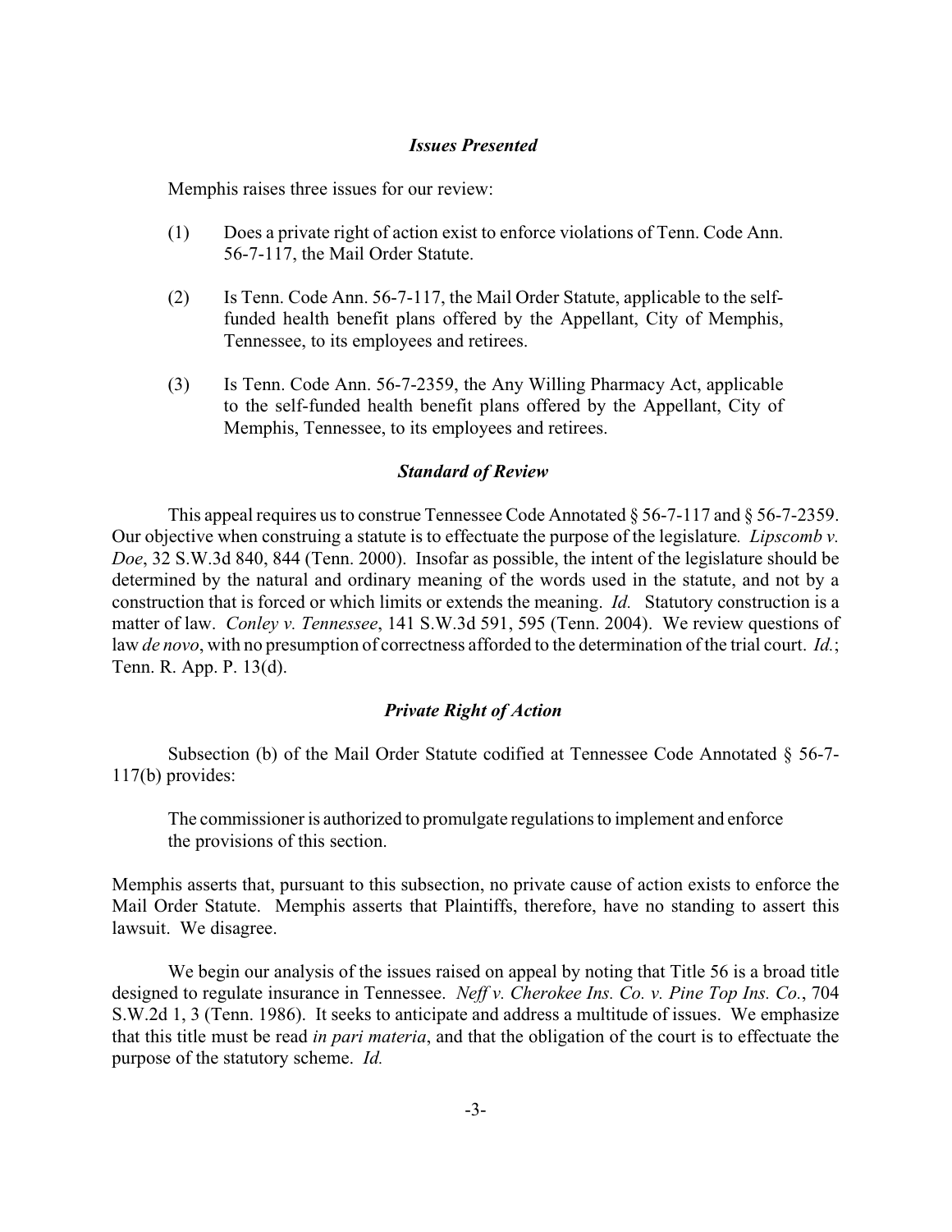### *Issues Presented*

Memphis raises three issues for our review:

(1) Does a private right of action exist to enforce violations of Tenn. Code Ann. 56-7-117, the Mail Order Statute.

(2) Is Tenn. Code Ann. 56-7-117, the Mail Order Statute, applicable to the self-funded health benefit plans offered by the Appellant, City of Memphis, Tennessee, to its employees and retirees.

(3) Is Tenn. Code Ann. 56-7-2359, the Any Willing Pharmacy Act, applicable to the self-funded health benefit plans offered by the Appellant, City of Memphis, Tennessee, to its employees and retirees.

### *Standard of Review*

This appeal requires us to construe Tennessee Code Annotated § 56-7-117 and § 56-7-2359. Our objective when construing a statute is to effectuate the purpose of the legislature. *Lipscomb v. Doe*, 32 S.W.3d 840, 844 (Tenn. 2000). Insofar as possible, the intent of the legislature should be determined by the natural and ordinary meaning of the words used in the statute, and not by a construction that is forced or which limits or extends the meaning. *Id.* Statutory construction is a matter of law. *Conley v. Tennessee*, 141 S.W.3d 591, 595 (Tenn. 2004). We review questions of law *de novo*, with no presumption of correctness afforded to the determination of the trial court. *Id.*; Tenn. R. App. P. 13(d).

### *Private Right of Action*

Subsection (b) of the Mail Order Statute codified at Tennessee Code Annotated § 56-7-117(b) provides:

> The commissioner is authorized to promulgate regulations to implement and enforce the provisions of this section.

Memphis asserts that, pursuant to this subsection, no private cause of action exists to enforce the Mail Order Statute. Memphis asserts that Plaintiffs, therefore, have no standing to assert this lawsuit. We disagree.

We begin our analysis of the issues raised on appeal by noting that Title 56 is a broad title designed to regulate insurance in Tennessee. *Neff v. Cherokee Ins. Co. v. Pine Top Ins. Co.*, 704 S.W.2d 1, 3 (Tenn. 1986). It seeks to anticipate and address a multitude of issues. We emphasize that this title must be read *in pari materia*, and that the obligation of the court is to effectuate the purpose of the statutory scheme. *Id.*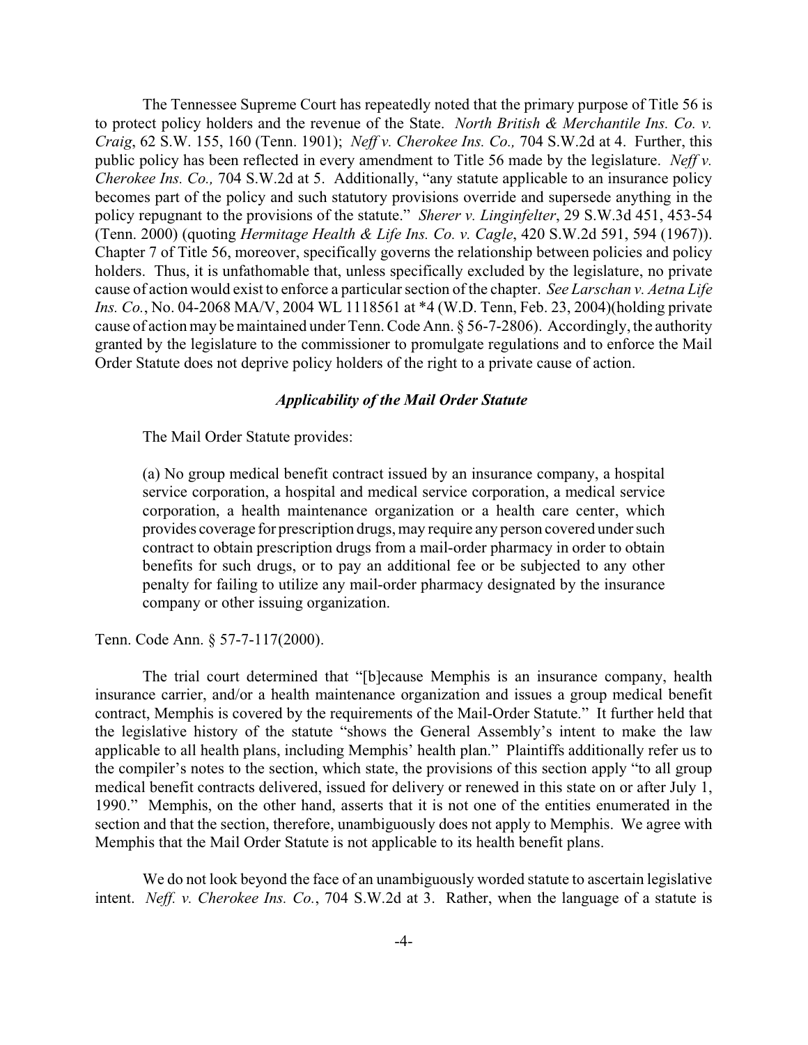The Tennessee Supreme Court has repeatedly noted that the primary purpose of Title 56 is to protect policy holders and the revenue of the State. *North British & Merchantile Ins. Co. v. Craig*, 62 S.W. 155, 160 (Tenn. 1901); *Neff v. Cherokee Ins. Co.,* 704 S.W.2d at 4. Further, this public policy has been reflected in every amendment to Title 56 made by the legislature. *Neff v. Cherokee Ins. Co.,* 704 S.W.2d at 5. Additionally, "any statute applicable to an insurance policy becomes part of the policy and such statutory provisions override and supersede anything in the policy repugnant to the provisions of the statute." *Sherer v. Linginfelter*, 29 S.W.3d 451, 453-54 (Tenn. 2000) (quoting *Hermitage Health & Life Ins. Co. v. Cagle*, 420 S.W.2d 591, 594 (1967)). Chapter 7 of Title 56, moreover, specifically governs the relationship between policies and policy holders. Thus, it is unfathomable that, unless specifically excluded by the legislature, no private cause of action would exist to enforce a particular section of the chapter. *See Larschan v. Aetna Life Ins. Co.*, No. 04-2068 MA/V, 2004 WL 1118561 at *4 (W.D. Tenn, Feb. 23, 2004)(holding private cause of action may be maintained under Tenn. Code Ann. § 56-7-2806). Accordingly, the authority granted by the legislature to the commissioner to promulgate regulations and to enforce the Mail Order Statute does not deprive policy holders of the right to a private cause of action.

### *Applicability of the Mail Order Statute*

The Mail Order Statute provides:

> (a) No group medical benefit contract issued by an insurance company, a hospital service corporation, a hospital and medical service corporation, a medical service corporation, a health maintenance organization or a health care center, which provides coverage for prescription drugs, may require any person covered under such contract to obtain prescription drugs from a mail-order pharmacy in order to obtain benefits for such drugs, or to pay an additional fee or be subjected to any other penalty for failing to utilize any mail-order pharmacy designated by the insurance company or other issuing organization.

Tenn. Code Ann. § 57-7-117(2000).

The trial court determined that "[b]ecause Memphis is an insurance company, health insurance carrier, and/or a health maintenance organization and issues a group medical benefit contract, Memphis is covered by the requirements of the Mail-Order Statute." It further held that the legislative history of the statute "shows the General Assembly's intent to make the law applicable to all health plans, including Memphis' health plan." Plaintiffs additionally refer us to the compiler's notes to the section, which state, the provisions of this section apply "to all group medical benefit contracts delivered, issued for delivery or renewed in this state on or after July 1, 1990." Memphis, on the other hand, asserts that it is not one of the entities enumerated in the section and that the section, therefore, unambiguously does not apply to Memphis. We agree with Memphis that the Mail Order Statute is not applicable to its health benefit plans.

We do not look beyond the face of an unambiguously worded statute to ascertain legislative intent. *Neff. v. Cherokee Ins. Co.*, 704 S.W.2d at 3. Rather, when the language of a statute is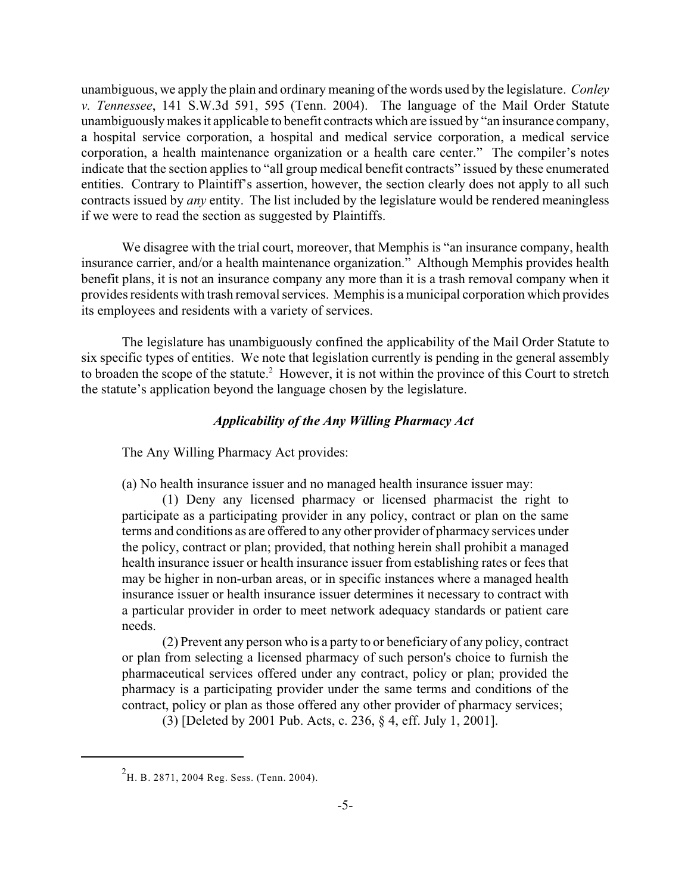unambiguous, we apply the plain and ordinary meaning of the words used by the legislature. *Conley v. Tennessee*, 141 S.W.3d 591, 595 (Tenn. 2004). The language of the Mail Order Statute unambiguously makes it applicable to benefit contracts which are issued by "an insurance company, a hospital service corporation, a hospital and medical service corporation, a medical service corporation, a health maintenance organization or a health care center." The compiler's notes indicate that the section applies to "all group medical benefit contracts" issued by these enumerated entities. Contrary to Plaintiff's assertion, however, the section clearly does not apply to all such contracts issued by *any* entity. The list included by the legislature would be rendered meaningless if we were to read the section as suggested by Plaintiffs.

We disagree with the trial court, moreover, that Memphis is "an insurance company, health insurance carrier, and/or a health maintenance organization." Although Memphis provides health benefit plans, it is not an insurance company any more than it is a trash removal company when it provides residents with trash removal services. Memphis is a municipal corporation which provides its employees and residents with a variety of services.

The legislature has unambiguously confined the applicability of the Mail Order Statute to six specific types of entities. We note that legislation currently is pending in the general assembly to broaden the scope of the statute.[2] However, it is not within the province of this Court to stretch the statute's application beyond the language chosen by the legislature.

### *Applicability of the Any Willing Pharmacy Act*

The Any Willing Pharmacy Act provides:

(a) No health insurance issuer and no managed health insurance issuer may:

(1) Deny any licensed pharmacy or licensed pharmacist the right to participate as a participating provider in any policy, contract or plan on the same terms and conditions as are offered to any other provider of pharmacy services under the policy, contract or plan; provided, that nothing herein shall prohibit a managed health insurance issuer or health insurance issuer from establishing rates or fees that may be higher in non-urban areas, or in specific instances where a managed health insurance issuer or health insurance issuer determines it necessary to contract with a particular provider in order to meet network adequacy standards or patient care needs.

(2) Prevent any person who is a party to or beneficiary of any policy, contract or plan from selecting a licensed pharmacy of such person's choice to furnish the pharmaceutical services offered under any contract, policy or plan; provided the pharmacy is a participating provider under the same terms and conditions of the contract, policy or plan as those offered any other provider of pharmacy services;

(3) [Deleted by 2001 Pub. Acts, c. 236, § 4, eff. July 1, 2001].

---

[2] H. B. 2871, 2004 Reg. Sess. (Tenn. 2004).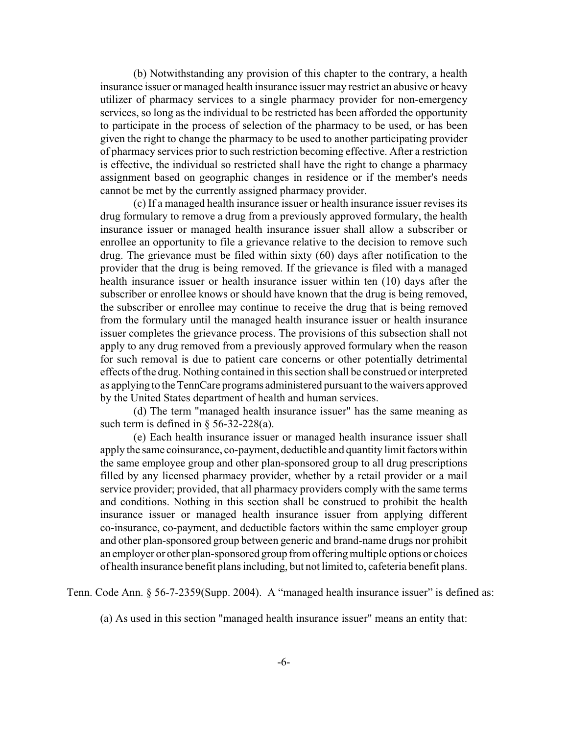(b) Notwithstanding any provision of this chapter to the contrary, a health insurance issuer or managed health insurance issuer may restrict an abusive or heavy utilizer of pharmacy services to a single pharmacy provider for non-emergency services, so long as the individual to be restricted has been afforded the opportunity to participate in the process of selection of the pharmacy to be used, or has been given the right to change the pharmacy to be used to another participating provider of pharmacy services prior to such restriction becoming effective. After a restriction is effective, the individual so restricted shall have the right to change a pharmacy assignment based on geographic changes in residence or if the member's needs cannot be met by the currently assigned pharmacy provider.

(c) If a managed health insurance issuer or health insurance issuer revises its drug formulary to remove a drug from a previously approved formulary, the health insurance issuer or managed health insurance issuer shall allow a subscriber or enrollee an opportunity to file a grievance relative to the decision to remove such drug. The grievance must be filed within sixty (60) days after notification to the provider that the drug is being removed. If the grievance is filed with a managed health insurance issuer or health insurance issuer within ten (10) days after the subscriber or enrollee knows or should have known that the drug is being removed, the subscriber or enrollee may continue to receive the drug that is being removed from the formulary until the managed health insurance issuer or health insurance issuer completes the grievance process. The provisions of this subsection shall not apply to any drug removed from a previously approved formulary when the reason for such removal is due to patient care concerns or other potentially detrimental effects of the drug. Nothing contained in this section shall be construed or interpreted as applying to the TennCare programs administered pursuant to the waivers approved by the United States department of health and human services.

(d) The term "managed health insurance issuer" has the same meaning as such term is defined in § 56-32-228(a).

(e) Each health insurance issuer or managed health insurance issuer shall apply the same coinsurance, co-payment, deductible and quantity limit factors within the same employee group and other plan-sponsored group to all drug prescriptions filled by any licensed pharmacy provider, whether by a retail provider or a mail service provider; provided, that all pharmacy providers comply with the same terms and conditions. Nothing in this section shall be construed to prohibit the health insurance issuer or managed health insurance issuer from applying different co-insurance, co-payment, and deductible factors within the same employer group and other plan-sponsored group between generic and brand-name drugs nor prohibit an employer or other plan-sponsored group from offering multiple options or choices of health insurance benefit plans including, but not limited to, cafeteria benefit plans.

Tenn. Code Ann. § 56-7-2359(Supp. 2004). A "managed health insurance issuer" is defined as:

(a) As used in this section "managed health insurance issuer" means an entity that: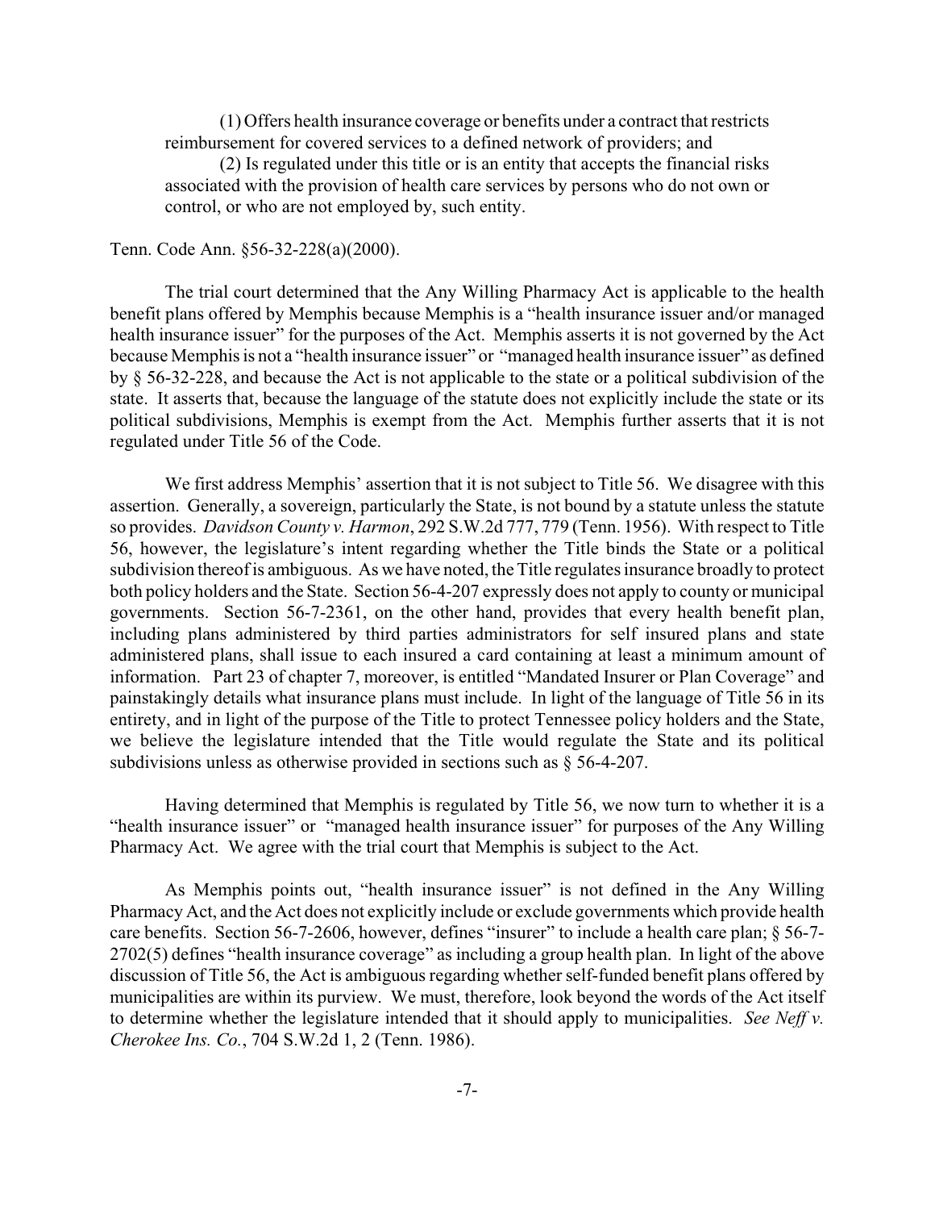(1) Offers health insurance coverage or benefits under a contract that restricts reimbursement for covered services to a defined network of providers; and

(2) Is regulated under this title or is an entity that accepts the financial risks associated with the provision of health care services by persons who do not own or control, or who are not employed by, such entity.

Tenn. Code Ann. §56-32-228(a)(2000).

The trial court determined that the Any Willing Pharmacy Act is applicable to the health benefit plans offered by Memphis because Memphis is a "health insurance issuer and/or managed health insurance issuer" for the purposes of the Act. Memphis asserts it is not governed by the Act because Memphis is not a "health insurance issuer" or "managed health insurance issuer" as defined by § 56-32-228, and because the Act is not applicable to the state or a political subdivision of the state. It asserts that, because the language of the statute does not explicitly include the state or its political subdivisions, Memphis is exempt from the Act. Memphis further asserts that it is not regulated under Title 56 of the Code.

We first address Memphis' assertion that it is not subject to Title 56. We disagree with this assertion. Generally, a sovereign, particularly the State, is not bound by a statute unless the statute so provides. *Davidson County v. Harmon*, 292 S.W.2d 777, 779 (Tenn. 1956). With respect to Title 56, however, the legislature's intent regarding whether the Title binds the State or a political subdivision thereof is ambiguous. As we have noted, the Title regulates insurance broadly to protect both policy holders and the State. Section 56-4-207 expressly does not apply to county or municipal governments. Section 56-7-2361, on the other hand, provides that every health benefit plan, including plans administered by third parties administrators for self insured plans and state administered plans, shall issue to each insured a card containing at least a minimum amount of information. Part 23 of chapter 7, moreover, is entitled "Mandated Insurer or Plan Coverage" and painstakingly details what insurance plans must include. In light of the language of Title 56 in its entirety, and in light of the purpose of the Title to protect Tennessee policy holders and the State, we believe the legislature intended that the Title would regulate the State and its political subdivisions unless as otherwise provided in sections such as § 56-4-207.

Having determined that Memphis is regulated by Title 56, we now turn to whether it is a "health insurance issuer" or "managed health insurance issuer" for purposes of the Any Willing Pharmacy Act. We agree with the trial court that Memphis is subject to the Act.

As Memphis points out, "health insurance issuer" is not defined in the Any Willing Pharmacy Act, and the Act does not explicitly include or exclude governments which provide health care benefits. Section 56-7-2606, however, defines "insurer" to include a health care plan; § 56-7-2702(5) defines "health insurance coverage" as including a group health plan. In light of the above discussion of Title 56, the Act is ambiguous regarding whether self-funded benefit plans offered by municipalities are within its purview. We must, therefore, look beyond the words of the Act itself to determine whether the legislature intended that it should apply to municipalities. *See Neff v. Cherokee Ins. Co.*, 704 S.W.2d 1, 2 (Tenn. 1986).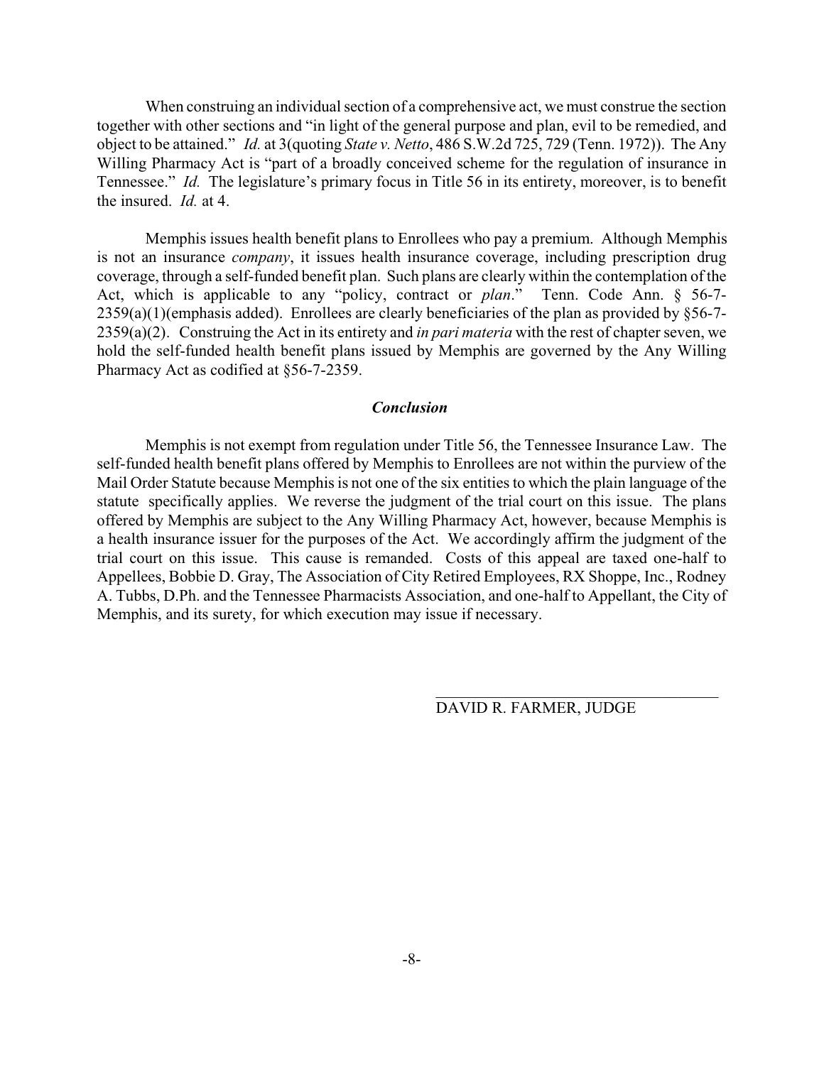When construing an individual section of a comprehensive act, we must construe the section together with other sections and "in light of the general purpose and plan, evil to be remedied, and object to be attained." *Id.* at 3(quoting *State v. Netto*, 486 S.W.2d 725, 729 (Tenn. 1972)). The Any Willing Pharmacy Act is "part of a broadly conceived scheme for the regulation of insurance in Tennessee." *Id.* The legislature's primary focus in Title 56 in its entirety, moreover, is to benefit the insured. *Id.* at 4.

Memphis issues health benefit plans to Enrollees who pay a premium. Although Memphis is not an insurance *company*, it issues health insurance coverage, including prescription drug coverage, through a self-funded benefit plan. Such plans are clearly within the contemplation of the Act, which is applicable to any "policy, contract or *plan*." Tenn. Code Ann. § 56-7-2359(a)(1)(emphasis added). Enrollees are clearly beneficiaries of the plan as provided by §56-7-2359(a)(2). Construing the Act in its entirety and *in pari materia* with the rest of chapter seven, we hold the self-funded health benefit plans issued by Memphis are governed by the Any Willing Pharmacy Act as codified at §56-7-2359.

### *Conclusion*

Memphis is not exempt from regulation under Title 56, the Tennessee Insurance Law. The self-funded health benefit plans offered by Memphis to Enrollees are not within the purview of the Mail Order Statute because Memphis is not one of the six entities to which the plain language of the statute specifically applies. We reverse the judgment of the trial court on this issue. The plans offered by Memphis are subject to the Any Willing Pharmacy Act, however, because Memphis is a health insurance issuer for the purposes of the Act. We accordingly affirm the judgment of the trial court on this issue. This cause is remanded. Costs of this appeal are taxed one-half to Appellees, Bobbie D. Gray, The Association of City Retired Employees, RX Shoppe, Inc., Rodney A. Tubbs, D.Ph. and the Tennessee Pharmacists Association, and one-half to Appellant, the City of Memphis, and its surety, for which execution may issue if necessary.

___________________________________

DAVID R. FARMER, JUDGE